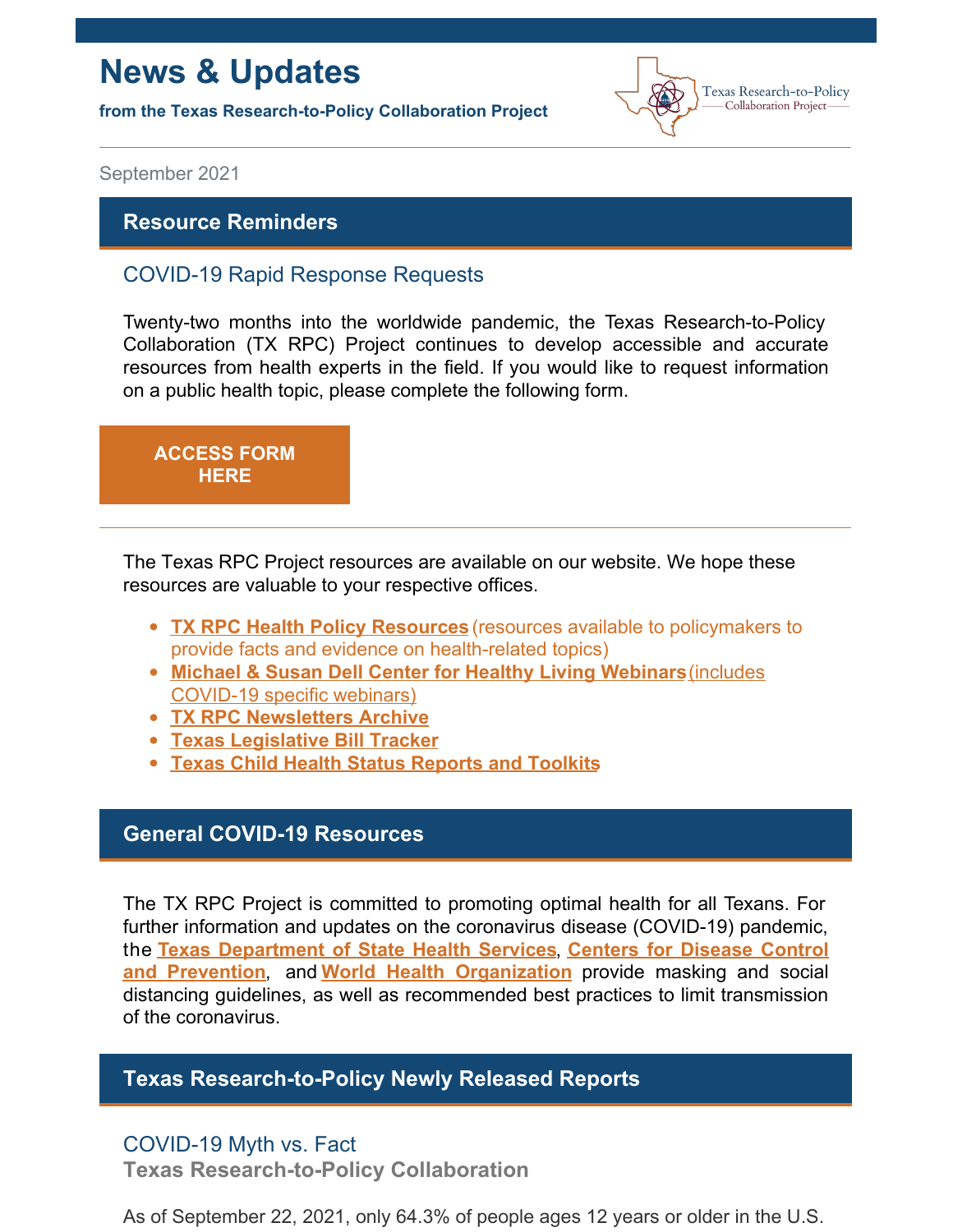# News & Updates

**from the Texas Research-to-Policy Collaboration Project**

Texas Research-to-Policy Collaboration Project

September 2021

## Resource Reminders

### COVID-19 Rapid Response Requests

Twenty-two months into the worldwide pandemic, the Texas Research-to-Policy Collaboration (TX RPC) Project continues to develop accessible and accurate resources from health experts in the field. If you would like to request information on a public health topic, please complete the following form.

**ACCESS FORM HERE**

---

The Texas RPC Project resources are available on our website. We hope these resources are valuable to your respective offices.

- **TX RPC Health Policy Resources** (resources available to policymakers to provide facts and evidence on health-related topics)
- **Michael & Susan Dell Center for Healthy Living Webinars** (includes COVID-19 specific webinars)
- **TX RPC Newsletters Archive**
- **Texas Legislative Bill Tracker**
- **Texas Child Health Status Reports and Toolkits**

## General COVID-19 Resources

The TX RPC Project is committed to promoting optimal health for all Texans. For further information and updates on the coronavirus disease (COVID-19) pandemic, the **Texas Department of State Health Services**, **Centers for Disease Control and Prevention**, and **World Health Organization** provide masking and social distancing guidelines, as well as recommended best practices to limit transmission of the coronavirus.

## Texas Research-to-Policy Newly Released Reports

### COVID-19 Myth vs. Fact

**Texas Research-to-Policy Collaboration**

As of September 22, 2021, only 64.3% of people ages 12 years or older in the U.S.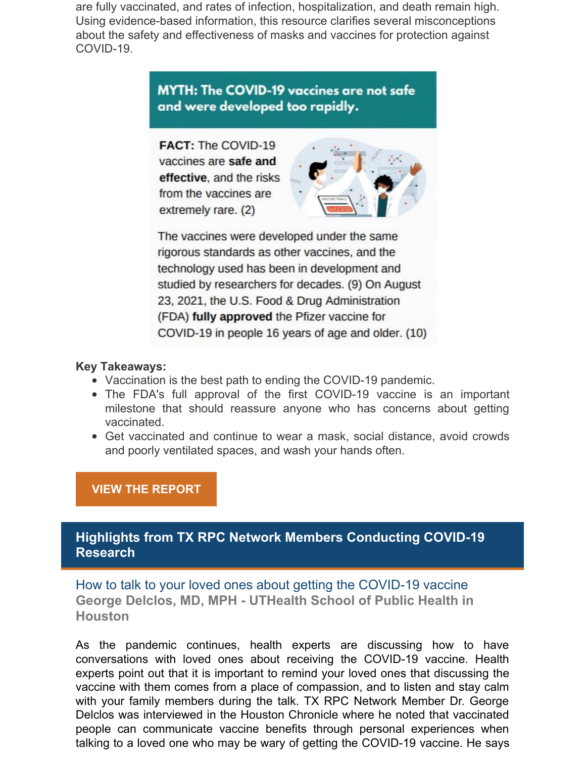are fully vaccinated, and rates of infection, hospitalization, and death remain high. Using evidence-based information, this resource clarifies several misconceptions about the safety and effectiveness of masks and vaccines for protection against COVID-19.

**MYTH: The COVID-19 vaccines are not safe and were developed too rapidly.**

**FACT:** The COVID-19 vaccines are **safe and effective**, and the risks from the vaccines are extremely rare. (2)

The vaccines were developed under the same rigorous standards as other vaccines, and the technology used has been in development and studied by researchers for decades. (9) On August 23, 2021, the U.S. Food & Drug Administration (FDA) **fully approved** the Pfizer vaccine for COVID-19 in people 16 years of age and older. (10)

**Key Takeaways:**

- Vaccination is the best path to ending the COVID-19 pandemic.
- The FDA's full approval of the first COVID-19 vaccine is an important milestone that should reassure anyone who has concerns about getting vaccinated.
- Get vaccinated and continue to wear a mask, social distance, avoid crowds and poorly ventilated spaces, and wash your hands often.

**VIEW THE REPORT**

## Highlights from TX RPC Network Members Conducting COVID-19 Research

### How to talk to your loved ones about getting the COVID-19 vaccine

**George Delclos, MD, MPH - UTHealth School of Public Health in Houston**

As the pandemic continues, health experts are discussing how to have conversations with loved ones about receiving the COVID-19 vaccine. Health experts point out that it is important to remind your loved ones that discussing the vaccine with them comes from a place of compassion, and to listen and stay calm with your family members during the talk. TX RPC Network Member Dr. George Delclos was interviewed in the Houston Chronicle where he noted that vaccinated people can communicate vaccine benefits through personal experiences when talking to a loved one who may be wary of getting the COVID-19 vaccine. He says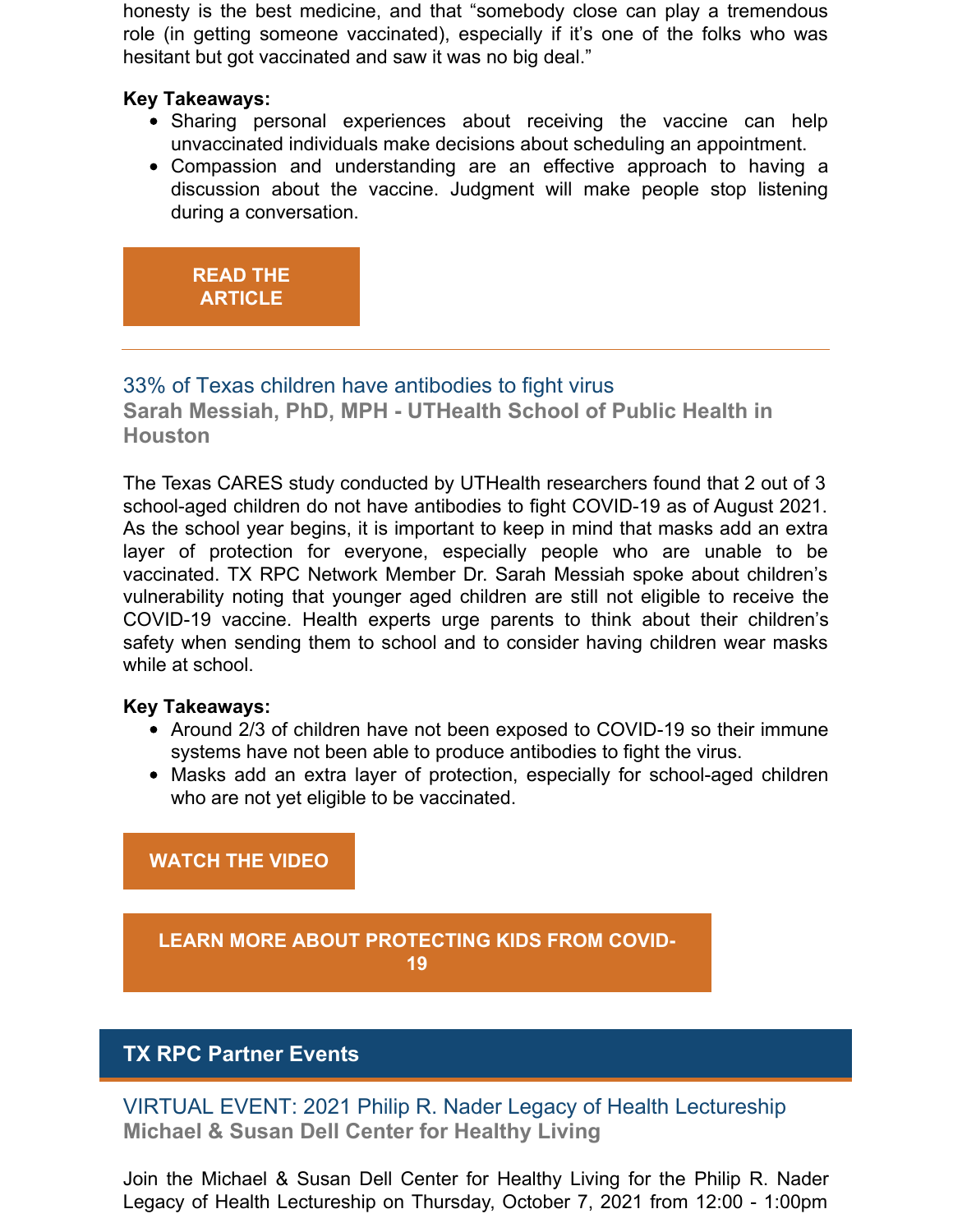honesty is the best medicine, and that "somebody close can play a tremendous role (in getting someone vaccinated), especially if it's one of the folks who was hesitant but got vaccinated and saw it was no big deal."

**Key Takeaways:**

- Sharing personal experiences about receiving the vaccine can help unvaccinated individuals make decisions about scheduling an appointment.
- Compassion and understanding are an effective approach to having a discussion about the vaccine. Judgment will make people stop listening during a conversation.

**READ THE ARTICLE**

---

### 33% of Texas children have antibodies to fight virus

**Sarah Messiah, PhD, MPH - UTHealth School of Public Health in Houston**

The Texas CARES study conducted by UTHealth researchers found that 2 out of 3 school-aged children do not have antibodies to fight COVID-19 as of August 2021. As the school year begins, it is important to keep in mind that masks add an extra layer of protection for everyone, especially people who are unable to be vaccinated. TX RPC Network Member Dr. Sarah Messiah spoke about children's vulnerability noting that younger aged children are still not eligible to receive the COVID-19 vaccine. Health experts urge parents to think about their children's safety when sending them to school and to consider having children wear masks while at school.

**Key Takeaways:**

- Around 2/3 of children have not been exposed to COVID-19 so their immune systems have not been able to produce antibodies to fight the virus.
- Masks add an extra layer of protection, especially for school-aged children who are not yet eligible to be vaccinated.

**WATCH THE VIDEO**

**LEARN MORE ABOUT PROTECTING KIDS FROM COVID-19**

## TX RPC Partner Events

### VIRTUAL EVENT: 2021 Philip R. Nader Legacy of Health Lectureship

**Michael & Susan Dell Center for Healthy Living**

Join the Michael & Susan Dell Center for Healthy Living for the Philip R. Nader Legacy of Health Lectureship on Thursday, October 7, 2021 from 12:00 - 1:00pm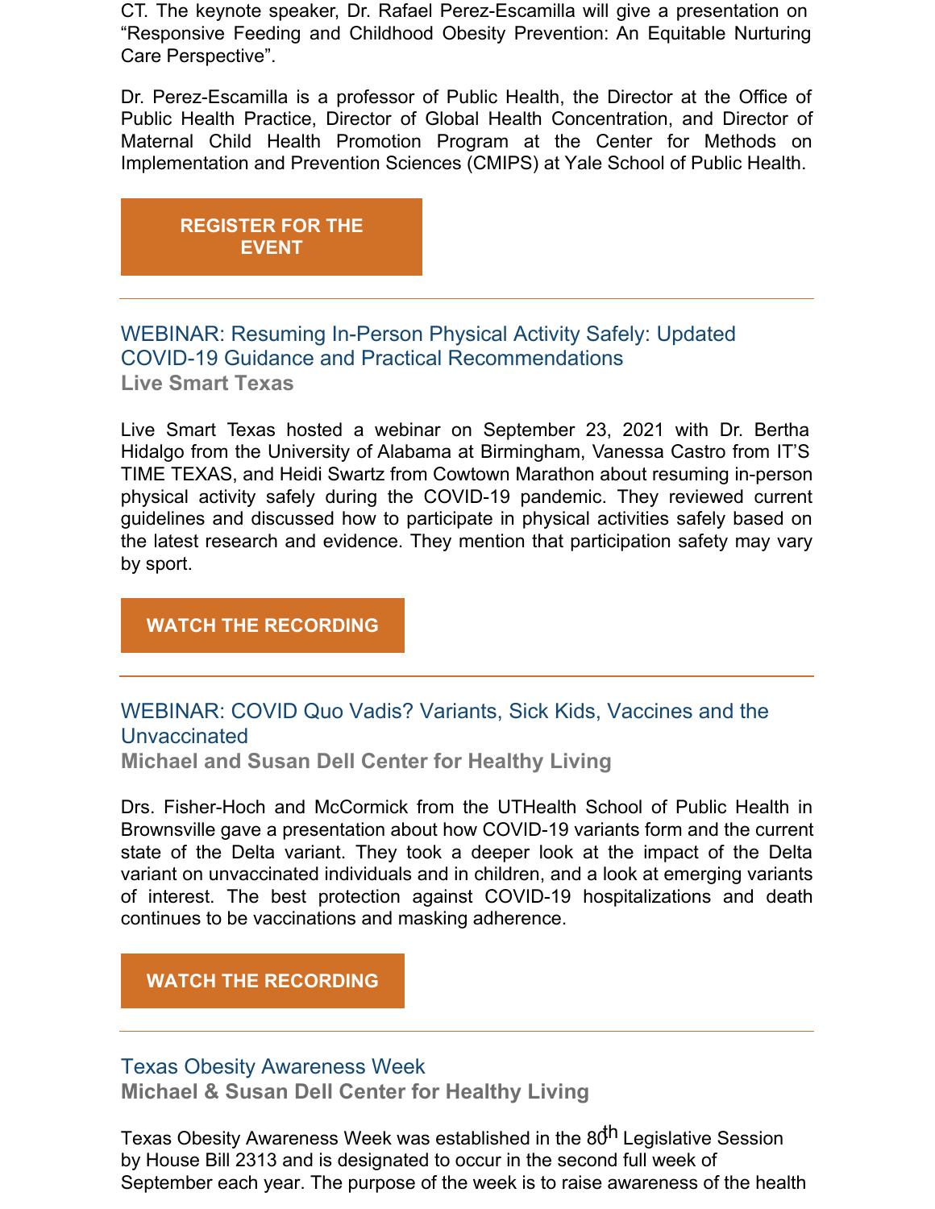CT. The keynote speaker, Dr. Rafael Perez-Escamilla will give a presentation on "Responsive Feeding and Childhood Obesity Prevention: An Equitable Nurturing Care Perspective".

Dr. Perez-Escamilla is a professor of Public Health, the Director at the Office of Public Health Practice, Director of Global Health Concentration, and Director of Maternal Child Health Promotion Program at the Center for Methods on Implementation and Prevention Sciences (CMIPS) at Yale School of Public Health.

**REGISTER FOR THE EVENT**

---

## WEBINAR: Resuming In-Person Physical Activity Safely: Updated COVID-19 Guidance and Practical Recommendations

**Live Smart Texas**

Live Smart Texas hosted a webinar on September 23, 2021 with Dr. Bertha Hidalgo from the University of Alabama at Birmingham, Vanessa Castro from IT'S TIME TEXAS, and Heidi Swartz from Cowtown Marathon about resuming in-person physical activity safely during the COVID-19 pandemic. They reviewed current guidelines and discussed how to participate in physical activities safely based on the latest research and evidence. They mention that participation safety may vary by sport.

**WATCH THE RECORDING**

---

## WEBINAR: COVID Quo Vadis? Variants, Sick Kids, Vaccines and the Unvaccinated

**Michael and Susan Dell Center for Healthy Living**

Drs. Fisher-Hoch and McCormick from the UTHealth School of Public Health in Brownsville gave a presentation about how COVID-19 variants form and the current state of the Delta variant. They took a deeper look at the impact of the Delta variant on unvaccinated individuals and in children, and a look at emerging variants of interest. The best protection against COVID-19 hospitalizations and death continues to be vaccinations and masking adherence.

**WATCH THE RECORDING**

---

## Texas Obesity Awareness Week

**Michael & Susan Dell Center for Healthy Living**

Texas Obesity Awareness Week was established in the 80$^{th}$ Legislative Session by House Bill 2313 and is designated to occur in the second full week of September each year. The purpose of the week is to raise awareness of the health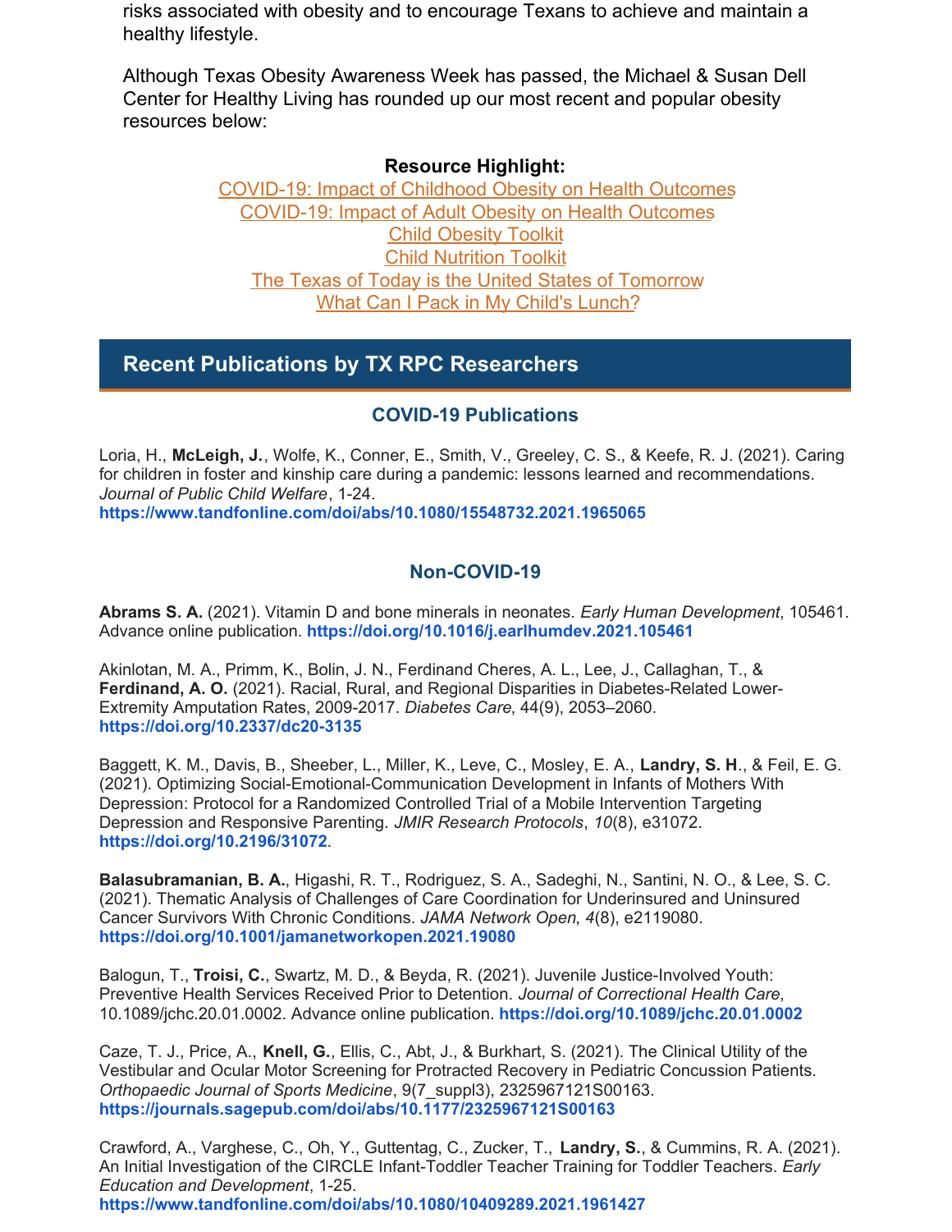risks associated with obesity and to encourage Texans to achieve and maintain a healthy lifestyle.

Although Texas Obesity Awareness Week has passed, the Michael & Susan Dell Center for Healthy Living has rounded up our most recent and popular obesity resources below:

**Resource Highlight:**

COVID-19: Impact of Childhood Obesity on Health Outcomes
COVID-19: Impact of Adult Obesity on Health Outcomes
Child Obesity Toolkit
Child Nutrition Toolkit
The Texas of Today is the United States of Tomorrow
What Can I Pack in My Child's Lunch?

## Recent Publications by TX RPC Researchers

### COVID-19 Publications

Loria, H., **McLeigh, J.**, Wolfe, K., Conner, E., Smith, V., Greeley, C. S., & Keefe, R. J. (2021). Caring for children in foster and kinship care during a pandemic: lessons learned and recommendations. *Journal of Public Child Welfare*, 1-24.
**https://www.tandfonline.com/doi/abs/10.1080/15548732.2021.1965065**

### Non-COVID-19

**Abrams S. A.** (2021). Vitamin D and bone minerals in neonates. *Early Human Development*, 105461. Advance online publication. **https://doi.org/10.1016/j.earlhumdev.2021.105461**

Akinlotan, M. A., Primm, K., Bolin, J. N., Ferdinand Cheres, A. L., Lee, J., Callaghan, T., & **Ferdinand, A. O.** (2021). Racial, Rural, and Regional Disparities in Diabetes-Related Lower-Extremity Amputation Rates, 2009-2017. *Diabetes Care*, 44(9), 2053–2060. **https://doi.org/10.2337/dc20-3135**

Baggett, K. M., Davis, B., Sheeber, L., Miller, K., Leve, C., Mosley, E. A., **Landry, S. H**., & Feil, E. G. (2021). Optimizing Social-Emotional-Communication Development in Infants of Mothers With Depression: Protocol for a Randomized Controlled Trial of a Mobile Intervention Targeting Depression and Responsive Parenting. *JMIR Research Protocols*, *10*(8), e31072. **https://doi.org/10.2196/31072**.

**Balasubramanian, B. A.**, Higashi, R. T., Rodriguez, S. A., Sadeghi, N., Santini, N. O., & Lee, S. C. (2021). Thematic Analysis of Challenges of Care Coordination for Underinsured and Uninsured Cancer Survivors With Chronic Conditions. *JAMA Network Open*, *4*(8), e2119080. **https://doi.org/10.1001/jamanetworkopen.2021.19080**

Balogun, T., **Troisi, C.**, Swartz, M. D., & Beyda, R. (2021). Juvenile Justice-Involved Youth: Preventive Health Services Received Prior to Detention. *Journal of Correctional Health Care*, 10.1089/jchc.20.01.0002. Advance online publication. **https://doi.org/10.1089/jchc.20.01.0002**

Caze, T. J., Price, A., **Knell, G.**, Ellis, C., Abt, J., & Burkhart, S. (2021). The Clinical Utility of the Vestibular and Ocular Motor Screening for Protracted Recovery in Pediatric Concussion Patients. *Orthopaedic Journal of Sports Medicine*, 9(7_suppl3), 2325967121S00163. **https://journals.sagepub.com/doi/abs/10.1177/2325967121S00163**

Crawford, A., Varghese, C., Oh, Y., Guttentag, C., Zucker, T., **Landry, S.**, & Cummins, R. A. (2021). An Initial Investigation of the CIRCLE Infant-Toddler Teacher Training for Toddler Teachers. *Early Education and Development*, 1-25.
**https://www.tandfonline.com/doi/abs/10.1080/10409289.2021.1961427**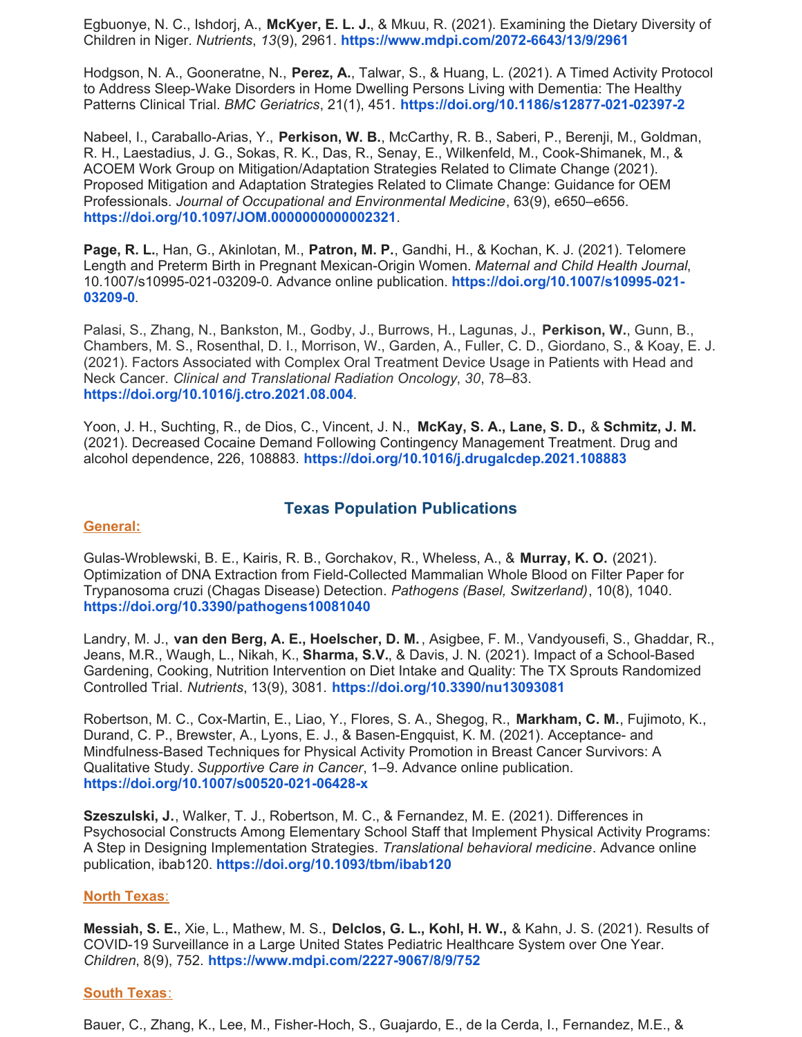Egbuonye, N. C., Ishdorj, A., **McKyer, E. L. J.**, & Mkuu, R. (2021). Examining the Dietary Diversity of Children in Niger. *Nutrients*, *13*(9), 2961. **https://www.mdpi.com/2072-6643/13/9/2961**

Hodgson, N. A., Gooneratne, N., **Perez, A.**, Talwar, S., & Huang, L. (2021). A Timed Activity Protocol to Address Sleep-Wake Disorders in Home Dwelling Persons Living with Dementia: The Healthy Patterns Clinical Trial. *BMC Geriatrics*, 21(1), 451. **https://doi.org/10.1186/s12877-021-02397-2**

Nabeel, I., Caraballo-Arias, Y., **Perkison, W. B.**, McCarthy, R. B., Saberi, P., Berenji, M., Goldman, R. H., Laestadius, J. G., Sokas, R. K., Das, R., Senay, E., Wilkenfeld, M., Cook-Shimanek, M., & ACOEM Work Group on Mitigation/Adaptation Strategies Related to Climate Change (2021). Proposed Mitigation and Adaptation Strategies Related to Climate Change: Guidance for OEM Professionals. *Journal of Occupational and Environmental Medicine*, 63(9), e650–e656. **https://doi.org/10.1097/JOM.0000000000002321**.

**Page, R. L.**, Han, G., Akinlotan, M., **Patron, M. P.**, Gandhi, H., & Kochan, K. J. (2021). Telomere Length and Preterm Birth in Pregnant Mexican-Origin Women. *Maternal and Child Health Journal*, 10.1007/s10995-021-03209-0. Advance online publication. **https://doi.org/10.1007/s10995-021-03209-0**.

Palasi, S., Zhang, N., Bankston, M., Godby, J., Burrows, H., Lagunas, J., **Perkison, W.**, Gunn, B., Chambers, M. S., Rosenthal, D. I., Morrison, W., Garden, A., Fuller, C. D., Giordano, S., & Koay, E. J. (2021). Factors Associated with Complex Oral Treatment Device Usage in Patients with Head and Neck Cancer. *Clinical and Translational Radiation Oncology*, *30*, 78–83. **https://doi.org/10.1016/j.ctro.2021.08.004**.

Yoon, J. H., Suchting, R., de Dios, C., Vincent, J. N., **McKay, S. A., Lane, S. D.,** & **Schmitz, J. M.** (2021). Decreased Cocaine Demand Following Contingency Management Treatment. Drug and alcohol dependence, 226, 108883. **https://doi.org/10.1016/j.drugalcdep.2021.108883**

## Texas Population Publications

### General:

Gulas-Wroblewski, B. E., Kairis, R. B., Gorchakov, R., Wheless, A., & **Murray, K. O.** (2021). Optimization of DNA Extraction from Field-Collected Mammalian Whole Blood on Filter Paper for Trypanosoma cruzi (Chagas Disease) Detection. *Pathogens (Basel, Switzerland)*, 10(8), 1040. **https://doi.org/10.3390/pathogens10081040**

Landry, M. J., **van den Berg, A. E., Hoelscher, D. M.**, Asigbee, F. M., Vandyousefi, S., Ghaddar, R., Jeans, M.R., Waugh, L., Nikah, K., **Sharma, S.V.**, & Davis, J. N. (2021). Impact of a School-Based Gardening, Cooking, Nutrition Intervention on Diet Intake and Quality: The TX Sprouts Randomized Controlled Trial. *Nutrients*, 13(9), 3081. **https://doi.org/10.3390/nu13093081**

Robertson, M. C., Cox-Martin, E., Liao, Y., Flores, S. A., Shegog, R., **Markham, C. M.**, Fujimoto, K., Durand, C. P., Brewster, A., Lyons, E. J., & Basen-Engquist, K. M. (2021). Acceptance- and Mindfulness-Based Techniques for Physical Activity Promotion in Breast Cancer Survivors: A Qualitative Study. *Supportive Care in Cancer*, 1–9. Advance online publication. **https://doi.org/10.1007/s00520-021-06428-x**

**Szeszulski, J.**, Walker, T. J., Robertson, M. C., & Fernandez, M. E. (2021). Differences in Psychosocial Constructs Among Elementary School Staff that Implement Physical Activity Programs: A Step in Designing Implementation Strategies. *Translational behavioral medicine*. Advance online publication, ibab120. **https://doi.org/10.1093/tbm/ibab120**

### North Texas:

**Messiah, S. E.**, Xie, L., Mathew, M. S., **Delclos, G. L., Kohl, H. W.,** & Kahn, J. S. (2021). Results of COVID-19 Surveillance in a Large United States Pediatric Healthcare System over One Year. *Children*, 8(9), 752. **https://www.mdpi.com/2227-9067/8/9/752**

### South Texas:

Bauer, C., Zhang, K., Lee, M., Fisher-Hoch, S., Guajardo, E., de la Cerda, I., Fernandez, M.E., &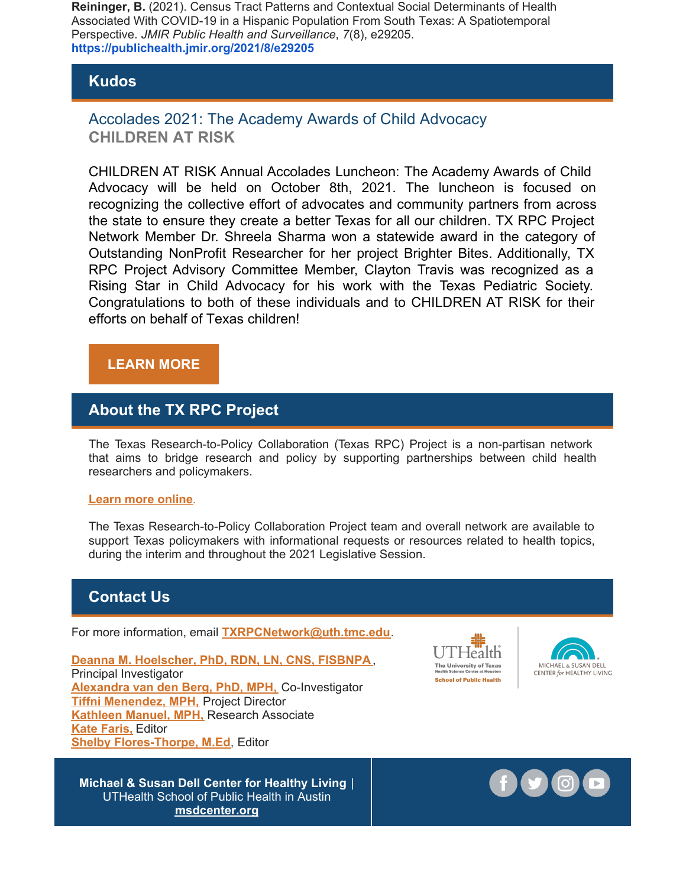**Reininger, B.** (2021). Census Tract Patterns and Contextual Social Determinants of Health Associated With COVID-19 in a Hispanic Population From South Texas: A Spatiotemporal Perspective. *JMIR Public Health and Surveillance*, *7*(8), e29205.
**https://publichealth.jmir.org/2021/8/e29205**

## Kudos

### Accolades 2021: The Academy Awards of Child Advocacy
**CHILDREN AT RISK**

CHILDREN AT RISK Annual Accolades Luncheon: The Academy Awards of Child Advocacy will be held on October 8th, 2021. The luncheon is focused on recognizing the collective effort of advocates and community partners from across the state to ensure they create a better Texas for all our children. TX RPC Project Network Member Dr. Shreela Sharma won a statewide award in the category of Outstanding NonProfit Researcher for her project Brighter Bites. Additionally, TX RPC Project Advisory Committee Member, Clayton Travis was recognized as a Rising Star in Child Advocacy for his work with the Texas Pediatric Society. Congratulations to both of these individuals and to CHILDREN AT RISK for their efforts on behalf of Texas children!

**LEARN MORE**

## About the TX RPC Project

The Texas Research-to-Policy Collaboration (Texas RPC) Project is a non-partisan network that aims to bridge research and policy by supporting partnerships between child health researchers and policymakers.

**Learn more online**.

The Texas Research-to-Policy Collaboration Project team and overall network are available to support Texas policymakers with informational requests or resources related to health topics, during the interim and throughout the 2021 Legislative Session.

## Contact Us

For more information, email **TXRPCNetwork@uth.tmc.edu**.

**Deanna M. Hoelscher, PhD, RDN, LN, CNS, FISBNPA**, Principal Investigator
**Alexandra van den Berg, PhD, MPH,** Co-Investigator
**Tiffni Menendez, MPH,** Project Director
**Kathleen Manuel, MPH,** Research Associate
**Kate Faris,** Editor
**Shelby Flores-Thorpe, M.Ed**, Editor

UTHealth The University of Texas Health Science Center at Houston School of Public Health

MICHAEL & SUSAN DELL CENTER for HEALTHY LIVING

**Michael & Susan Dell Center for Healthy Living** | UTHealth School of Public Health in Austin
**msdcenter.org**